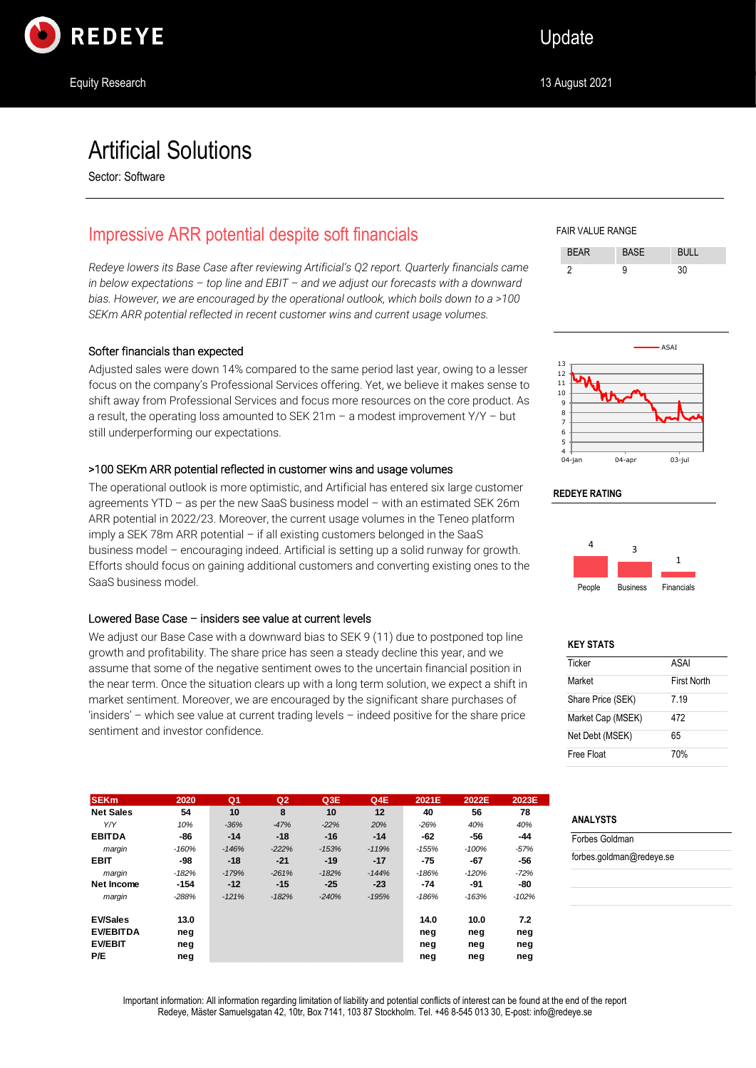# Artificial Solutions

Sector: Software

## Impressive ARR potential despite soft financials

*Redeye lowers its Base Case after reviewing Artificial's Q2 report. Quarterly financials came in below expectations – top line and EBIT – and we adjust our forecasts with a downward bias. However, we are encouraged by the operational outlook, which boils down to a >100 SEKm ARR potential reflected in recent customer wins and current usage volumes.*

### Softer financials than expected

Adjusted sales were down 14% compared to the same period last year, owing to a lesser focus on the company's Professional Services offering. Yet, we believe it makes sense to shift away from Professional Services and focus more resources on the core product. As a result, the operating loss amounted to SEK 21m – a modest improvement Y/Y – but still underperforming our expectations.

### >100 SEKm ARR potential reflected in customer wins and usage volumes

The operational outlook is more optimistic, and Artificial has entered six large customer agreements YTD – as per the new SaaS business model – with an estimated SEK 26m ARR potential in 2022/23. Moreover, the current usage volumes in the Teneo platform imply a SEK 78m ARR potential – if all existing customers belonged in the SaaS business model – encouraging indeed. Artificial is setting up a solid runway for growth. Efforts should focus on gaining additional customers and converting existing ones to the SaaS business model.

### Lowered Base Case – insiders see value at current levels

We adjust our Base Case with a downward bias to SEK 9 (11) due to postponed top line growth and profitability. The share price has seen a steady decline this year, and we assume that some of the negative sentiment owes to the uncertain financial position in the near term. Once the situation clears up with a long term solution, we expect a shift in market sentiment. Moreover, we are encouraged by the significant share purchases of 'insiders' – which see value at current trading levels – indeed positive for the share price sentiment and investor confidence.

| SEKm | 2020 | Q1 | Q2 | Q3E | Q4E | 2021E | 2022E | 2023E |
|---|---|---|---|---|---|---|---|---|
| **Net Sales** | 54 | 10 | 8 | 10 | 12 | 40 | 56 | 78 |
| *Y/Y* | 10% | -36% | -47% | -22% | 20% | -26% | 40% | 40% |
| **EBITDA** | -86 | -14 | -18 | -16 | -14 | -62 | -56 | -44 |
| *margin* | -160% | -146% | -222% | -153% | -119% | -155% | -100% | -57% |
| **EBIT** | -98 | -18 | -21 | -19 | -17 | -75 | -67 | -56 |
| *margin* | -182% | -179% | -261% | -182% | -144% | -186% | -120% | -72% |
| **Net Income** | -154 | -12 | -15 | -25 | -23 | -74 | -91 | -80 |
| *margin* | -288% | -121% | -182% | -240% | -195% | -186% | -163% | -102% |
| | | | | | | | | |
| **EV/Sales** | 13.0 | | | | | 14.0 | 10.0 | 7.2 |
| **EV/EBITDA** | neg | | | | | neg | neg | neg |
| **EV/EBIT** | neg | | | | | neg | neg | neg |
| **P/E** | neg | | | | | neg | neg | neg |

**FAIR VALUE RANGE**

| BEAR | BASE | BULL |
|---|---|---|
| 2 | 9 | 30 |

**REDEYE RATING**

| People | Business | Financials |
|---|---|---|
| 4 | 3 | 1 |

**KEY STATS**

| | |
|---|---|
| Ticker | ASAI |
| Market | First North |
| Share Price (SEK) | 7.19 |
| Market Cap (MSEK) | 472 |
| Net Debt (MSEK) | 65 |
| Free Float | 70% |

**ANALYSTS**

Forbes Goldman
forbes.goldman@redeye.se

Important information: All information regarding limitation of liability and potential conflicts of interest can be found at the end of the report
Redeye, Mäster Samuelsgatan 42, 10tr, Box 7141, 103 87 Stockholm. Tel. +46 8-545 013 30, E-post: info@redeye.se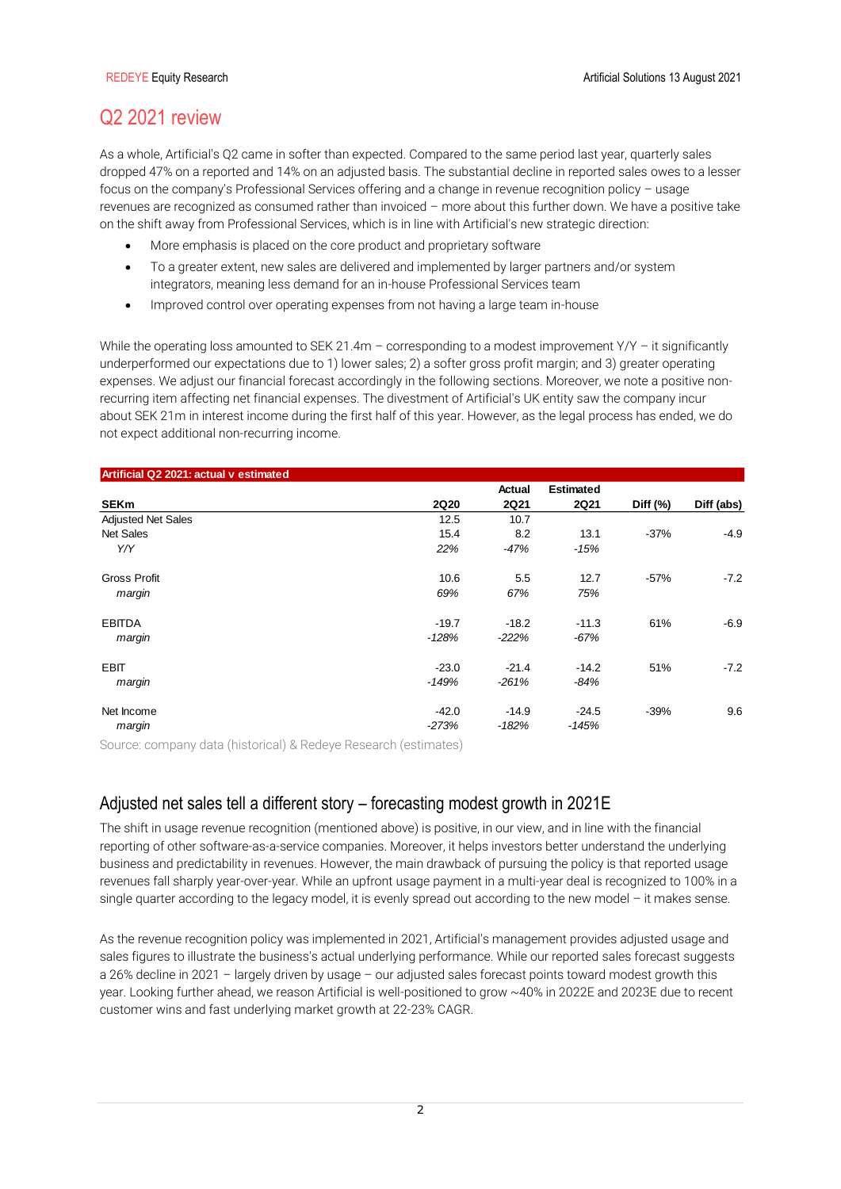## Q2 2021 review

As a whole, Artificial's Q2 came in softer than expected. Compared to the same period last year, quarterly sales dropped 47% on a reported and 14% on an adjusted basis. The substantial decline in reported sales owes to a lesser focus on the company's Professional Services offering and a change in revenue recognition policy – usage revenues are recognized as consumed rather than invoiced – more about this further down. We have a positive take on the shift away from Professional Services, which is in line with Artificial's new strategic direction:

- More emphasis is placed on the core product and proprietary software
- To a greater extent, new sales are delivered and implemented by larger partners and/or system integrators, meaning less demand for an in-house Professional Services team
- Improved control over operating expenses from not having a large team in-house

While the operating loss amounted to SEK 21.4m – corresponding to a modest improvement Y/Y – it significantly underperformed our expectations due to 1) lower sales; 2) a softer gross profit margin; and 3) greater operating expenses. We adjust our financial forecast accordingly in the following sections. Moreover, we note a positive non-recurring item affecting net financial expenses. The divestment of Artificial's UK entity saw the company incur about SEK 21m in interest income during the first half of this year. However, as the legal process has ended, we do not expect additional non-recurring income.

**Artificial Q2 2021: actual v estimated**

| SEKm | 2Q20 | Actual 2Q21 | Estimated 2Q21 | Diff (%) | Diff (abs) |
|---|---|---|---|---|---|
| Adjusted Net Sales | 12.5 | 10.7 | | | |
| Net Sales | 15.4 | 8.2 | 13.1 | -37% | -4.9 |
| *Y/Y* | *22%* | *-47%* | *-15%* | | |
| Gross Profit | 10.6 | 5.5 | 12.7 | -57% | -7.2 |
| *margin* | *69%* | *67%* | *75%* | | |
| EBITDA | -19.7 | -18.2 | -11.3 | 61% | -6.9 |
| *margin* | *-128%* | *-222%* | *-67%* | | |
| EBIT | -23.0 | -21.4 | -14.2 | 51% | -7.2 |
| *margin* | *-149%* | *-261%* | *-84%* | | |
| Net Income | -42.0 | -14.9 | -24.5 | -39% | 9.6 |
| *margin* | *-273%* | *-182%* | *-145%* | | |

Source: company data (historical) & Redeye Research (estimates)

### Adjusted net sales tell a different story – forecasting modest growth in 2021E

The shift in usage revenue recognition (mentioned above) is positive, in our view, and in line with the financial reporting of other software-as-a-service companies. Moreover, it helps investors better understand the underlying business and predictability in revenues. However, the main drawback of pursuing the policy is that reported usage revenues fall sharply year-over-year. While an upfront usage payment in a multi-year deal is recognized to 100% in a single quarter according to the legacy model, it is evenly spread out according to the new model – it makes sense.

As the revenue recognition policy was implemented in 2021, Artificial's management provides adjusted usage and sales figures to illustrate the business's actual underlying performance. While our reported sales forecast suggests a 26% decline in 2021 – largely driven by usage – our adjusted sales forecast points toward modest growth this year. Looking further ahead, we reason Artificial is well-positioned to grow ~40% in 2022E and 2023E due to recent customer wins and fast underlying market growth at 22-23% CAGR.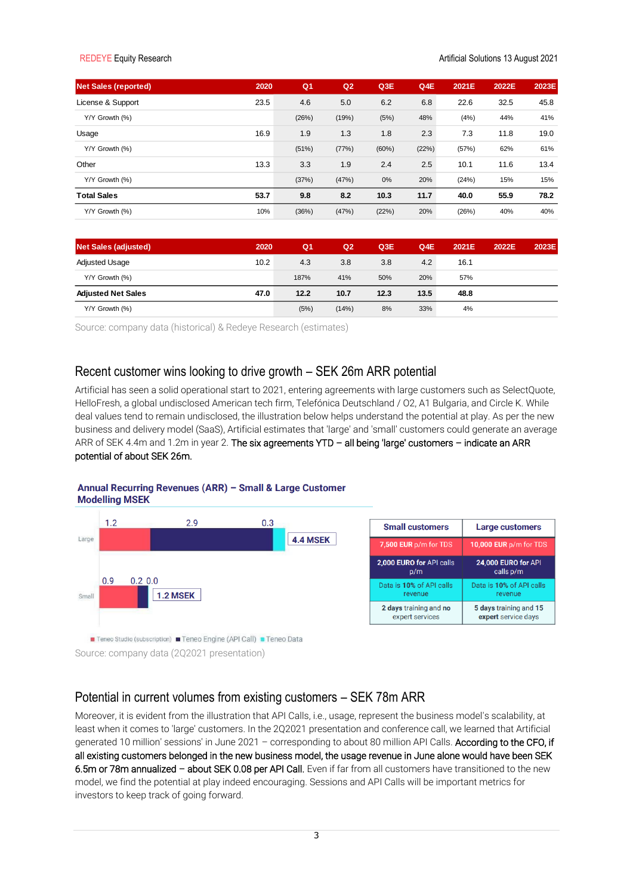| Net Sales (reported) | 2020 | Q1 | Q2 | Q3E | Q4E | 2021E | 2022E | 2023E |
|---|---|---|---|---|---|---|---|---|
| License & Support | 23.5 | 4.6 | 5.0 | 6.2 | 6.8 | 22.6 | 32.5 | 45.8 |
| Y/Y Growth (%) | | (26%) | (19%) | (5%) | 48% | (4%) | 44% | 41% |
| Usage | 16.9 | 1.9 | 1.3 | 1.8 | 2.3 | 7.3 | 11.8 | 19.0 |
| Y/Y Growth (%) | | (51%) | (77%) | (60%) | (22%) | (57%) | 62% | 61% |
| Other | 13.3 | 3.3 | 1.9 | 2.4 | 2.5 | 10.1 | 11.6 | 13.4 |
| Y/Y Growth (%) | | (37%) | (47%) | 0% | 20% | (24%) | 15% | 15% |
| **Total Sales** | **53.7** | **9.8** | **8.2** | **10.3** | **11.7** | **40.0** | **55.9** | **78.2** |
| Y/Y Growth (%) | 10% | (36%) | (47%) | (22%) | 20% | (26%) | 40% | 40% |

| Net Sales (adjusted) | 2020 | Q1 | Q2 | Q3E | Q4E | 2021E | 2022E | 2023E |
|---|---|---|---|---|---|---|---|---|
| Adjusted Usage | 10.2 | 4.3 | 3.8 | 3.8 | 4.2 | 16.1 | | |
| Y/Y Growth (%) | | 187% | 41% | 50% | 20% | 57% | | |
| **Adjusted Net Sales** | **47.0** | **12.2** | **10.7** | **12.3** | **13.5** | **48.8** | | |
| Y/Y Growth (%) | | (5%) | (14%) | 8% | 33% | 4% | | |

Source: company data (historical) & Redeye Research (estimates)

## Recent customer wins looking to drive growth – SEK 26m ARR potential

Artificial has seen a solid operational start to 2021, entering agreements with large customers such as SelectQuote, HelloFresh, a global undisclosed American tech firm, Telefónica Deutschland / O2, A1 Bulgaria, and Circle K. While deal values tend to remain undisclosed, the illustration below helps understand the potential at play. As per the new business and delivery model (SaaS), Artificial estimates that 'large' and 'small' customers could generate an average ARR of SEK 4.4m and 1.2m in year 2. The six agreements YTD – all being 'large' customers – indicate an ARR potential of about SEK 26m.

**Annual Recurring Revenues (ARR) – Small & Large Customer Modelling MSEK**

| | Teneo Studio (subscription) | Teneo Engine (API Call) | Teneo Data | Total |
|---|---|---|---|---|
| Large | 1.2 | 2.9 | 0.3 | 4.4 MSEK |
| Small | 0.9 | 0.2 | 0.0 | 1.2 MSEK |

| Small customers | Large customers |
|---|---|
| 7,500 EUR p/m for TDS | 10,000 EUR p/m for TDS |
| 2,000 EURO for API calls p/m | 24,000 EURO for API calls p/m |
| Data is 10% of API calls revenue | Data is 10% of API calls revenue |
| 2 days training and no expert services | 5 days training and 15 expert service days |

Source: company data (2Q2021 presentation)

## Potential in current volumes from existing customers – SEK 78m ARR

Moreover, it is evident from the illustration that API Calls, i.e., usage, represent the business model's scalability, at least when it comes to 'large' customers. In the 2Q2021 presentation and conference call, we learned that Artificial generated 10 million' sessions' in June 2021 – corresponding to about 80 million API Calls. According to the CFO, if all existing customers belonged in the new business model, the usage revenue in June alone would have been SEK 6.5m or 78m annualized – about SEK 0.08 per API Call. Even if far from all customers have transitioned to the new model, we find the potential at play indeed encouraging. Sessions and API Calls will be important metrics for investors to keep track of going forward.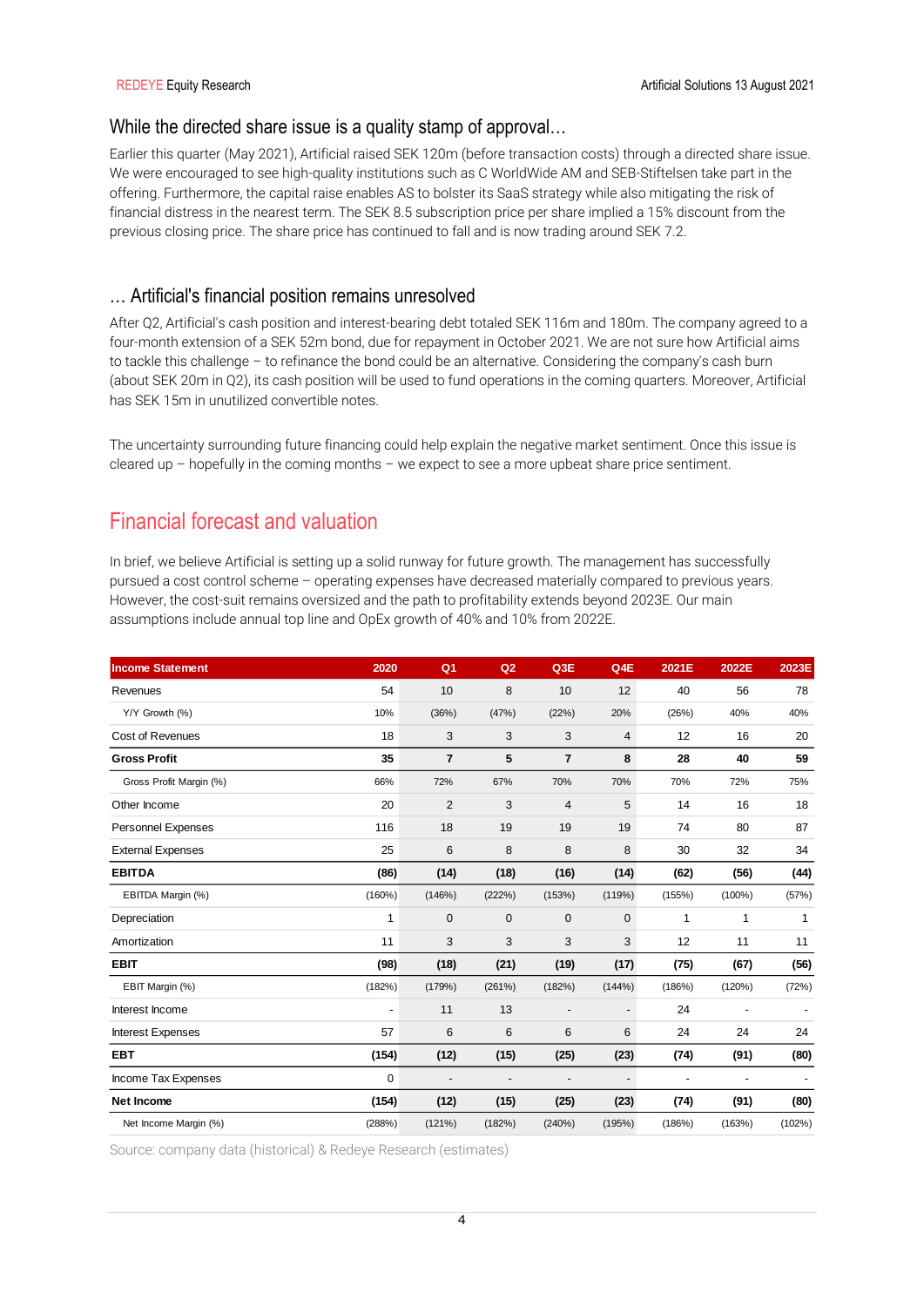## While the directed share issue is a quality stamp of approval…

Earlier this quarter (May 2021), Artificial raised SEK 120m (before transaction costs) through a directed share issue. We were encouraged to see high-quality institutions such as C WorldWide AM and SEB-Stiftelsen take part in the offering. Furthermore, the capital raise enables AS to bolster its SaaS strategy while also mitigating the risk of financial distress in the nearest term. The SEK 8.5 subscription price per share implied a 15% discount from the previous closing price. The share price has continued to fall and is now trading around SEK 7.2.

## … Artificial's financial position remains unresolved

After Q2, Artificial's cash position and interest-bearing debt totaled SEK 116m and 180m. The company agreed to a four-month extension of a SEK 52m bond, due for repayment in October 2021. We are not sure how Artificial aims to tackle this challenge – to refinance the bond could be an alternative. Considering the company's cash burn (about SEK 20m in Q2), its cash position will be used to fund operations in the coming quarters. Moreover, Artificial has SEK 15m in unutilized convertible notes.

The uncertainty surrounding future financing could help explain the negative market sentiment. Once this issue is cleared up – hopefully in the coming months – we expect to see a more upbeat share price sentiment.

# Financial forecast and valuation

In brief, we believe Artificial is setting up a solid runway for future growth. The management has successfully pursued a cost control scheme – operating expenses have decreased materially compared to previous years. However, the cost-suit remains oversized and the path to profitability extends beyond 2023E. Our main assumptions include annual top line and OpEx growth of 40% and 10% from 2022E.

| Income Statement | 2020 | Q1 | Q2 | Q3E | Q4E | 2021E | 2022E | 2023E |
|---|---|---|---|---|---|---|---|---|
| Revenues | 54 | 10 | 8 | 10 | 12 | 40 | 56 | 78 |
| Y/Y Growth (%) | 10% | (36%) | (47%) | (22%) | 20% | (26%) | 40% | 40% |
| Cost of Revenues | 18 | 3 | 3 | 3 | 4 | 12 | 16 | 20 |
| **Gross Profit** | **35** | **7** | **5** | **7** | **8** | **28** | **40** | **59** |
| Gross Profit Margin (%) | 66% | 72% | 67% | 70% | 70% | 70% | 72% | 75% |
| Other Income | 20 | 2 | 3 | 4 | 5 | 14 | 16 | 18 |
| Personnel Expenses | 116 | 18 | 19 | 19 | 19 | 74 | 80 | 87 |
| External Expenses | 25 | 6 | 8 | 8 | 8 | 30 | 32 | 34 |
| **EBITDA** | **(86)** | **(14)** | **(18)** | **(16)** | **(14)** | **(62)** | **(56)** | **(44)** |
| EBITDA Margin (%) | (160%) | (146%) | (222%) | (153%) | (119%) | (155%) | (100%) | (57%) |
| Depreciation | 1 | 0 | 0 | 0 | 0 | 1 | 1 | 1 |
| Amortization | 11 | 3 | 3 | 3 | 3 | 12 | 11 | 11 |
| **EBIT** | **(98)** | **(18)** | **(21)** | **(19)** | **(17)** | **(75)** | **(67)** | **(56)** |
| EBIT Margin (%) | (182%) | (179%) | (261%) | (182%) | (144%) | (186%) | (120%) | (72%) |
| Interest Income | - | 11 | 13 | - | - | 24 | - | - |
| Interest Expenses | 57 | 6 | 6 | 6 | 6 | 24 | 24 | 24 |
| **EBT** | **(154)** | **(12)** | **(15)** | **(25)** | **(23)** | **(74)** | **(91)** | **(80)** |
| Income Tax Expenses | 0 | - | - | - | - | - | - | - |
| **Net Income** | **(154)** | **(12)** | **(15)** | **(25)** | **(23)** | **(74)** | **(91)** | **(80)** |
| Net Income Margin (%) | (288%) | (121%) | (182%) | (240%) | (195%) | (186%) | (163%) | (102%) |

Source: company data (historical) & Redeye Research (estimates)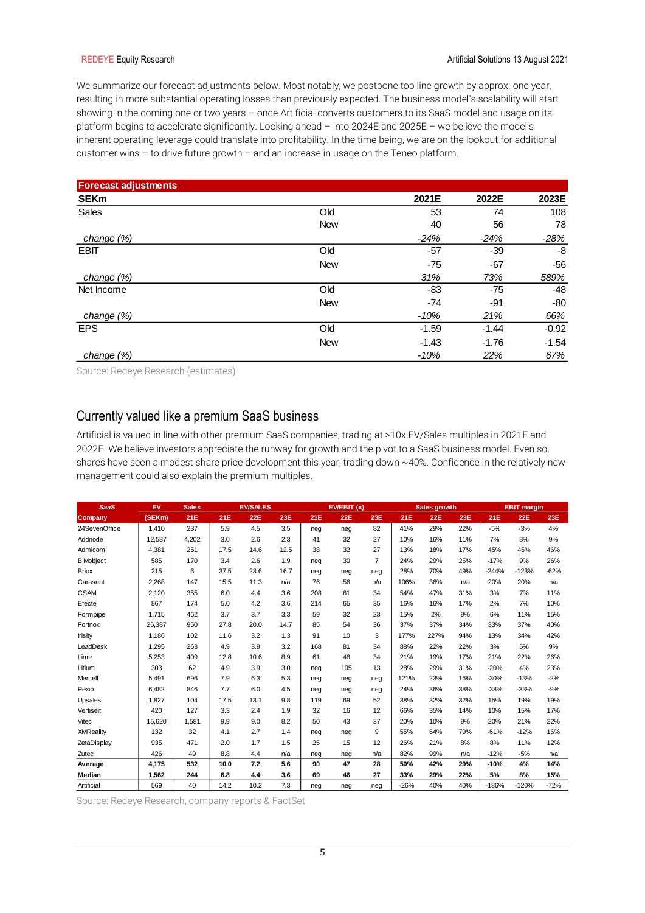We summarize our forecast adjustments below. Most notably, we postpone top line growth by approx. one year, resulting in more substantial operating losses than previously expected. The business model's scalability will start showing in the coming one or two years – once Artificial converts customers to its SaaS model and usage on its platform begins to accelerate significantly. Looking ahead – into 2024E and 2025E – we believe the model's inherent operating leverage could translate into profitability. In the time being, we are on the lookout for additional customer wins – to drive future growth – and an increase in usage on the Teneo platform.

| Forecast adjustments | | | | |
|---|---|---|---|---|
| **SEKm** | | **2021E** | **2022E** | **2023E** |
| Sales | Old | 53 | 74 | 108 |
| | New | 40 | 56 | 78 |
| *change (%)* | | *-24%* | *-24%* | *-28%* |
| EBIT | Old | -57 | -39 | -8 |
| | New | -75 | -67 | -56 |
| *change (%)* | | *31%* | *73%* | *589%* |
| Net Income | Old | -83 | -75 | -48 |
| | New | -74 | -91 | -80 |
| *change (%)* | | *-10%* | *21%* | *66%* |
| EPS | Old | -1.59 | -1.44 | -0.92 |
| | New | -1.43 | -1.76 | -1.54 |
| *change (%)* | | *-10%* | *22%* | *67%* |

Source: Redeye Research (estimates)

## Currently valued like a premium SaaS business

Artificial is valued in line with other premium SaaS companies, trading at >10x EV/Sales multiples in 2021E and 2022E. We believe investors appreciate the runway for growth and the pivot to a SaaS business model. Even so, shares have seen a modest share price development this year, trading down ~40%. Confidence in the relatively new management could also explain the premium multiples.

| SaaS | EV | Sales | EV/SALES | | | EV/EBIT (x) | | | Sales growth | | | EBIT margin | | |
|---|---|---|---|---|---|---|---|---|---|---|---|---|---|---|
| **Company** | **(SEKm)** | **21E** | **21E** | **22E** | **23E** | **21E** | **22E** | **23E** | **21E** | **22E** | **23E** | **21E** | **22E** | **23E** |
| 24SevenOffice | 1,410 | 237 | 5.9 | 4.5 | 3.5 | neg | neg | 82 | 41% | 29% | 22% | -5% | -3% | 4% |
| Addnode | 12,537 | 4,202 | 3.0 | 2.6 | 2.3 | 41 | 32 | 27 | 10% | 16% | 11% | 7% | 8% | 9% |
| Admicom | 4,381 | 251 | 17.5 | 14.6 | 12.5 | 38 | 32 | 27 | 13% | 18% | 17% | 45% | 45% | 46% |
| BIMobject | 585 | 170 | 3.4 | 2.6 | 1.9 | neg | 30 | 7 | 24% | 29% | 25% | -17% | 9% | 26% |
| Briox | 215 | 6 | 37.5 | 23.6 | 16.7 | neg | neg | neg | 28% | 70% | 49% | -244% | -123% | -62% |
| Carasent | 2,268 | 147 | 15.5 | 11.3 | n/a | 76 | 56 | n/a | 106% | 36% | n/a | 20% | 20% | n/a |
| CSAM | 2,120 | 355 | 6.0 | 4.4 | 3.6 | 208 | 61 | 34 | 54% | 47% | 31% | 3% | 7% | 11% |
| Efecte | 867 | 174 | 5.0 | 4.2 | 3.6 | 214 | 65 | 35 | 16% | 16% | 17% | 2% | 7% | 10% |
| Formpipe | 1,715 | 462 | 3.7 | 3.7 | 3.3 | 59 | 32 | 23 | 15% | 2% | 9% | 6% | 11% | 15% |
| Fortnox | 26,387 | 950 | 27.8 | 20.0 | 14.7 | 85 | 54 | 36 | 37% | 37% | 34% | 33% | 37% | 40% |
| Irisity | 1,186 | 102 | 11.6 | 3.2 | 1.3 | 91 | 10 | 3 | 177% | 227% | 94% | 13% | 34% | 42% |
| LeadDesk | 1,295 | 263 | 4.9 | 3.9 | 3.2 | 168 | 81 | 34 | 88% | 22% | 22% | 3% | 5% | 9% |
| Lime | 5,253 | 409 | 12.8 | 10.6 | 8.9 | 61 | 48 | 34 | 21% | 19% | 17% | 21% | 22% | 26% |
| Litium | 303 | 62 | 4.9 | 3.9 | 3.0 | neg | 105 | 13 | 28% | 29% | 31% | -20% | 4% | 23% |
| Mercell | 5,491 | 696 | 7.9 | 6.3 | 5.3 | neg | neg | neg | 121% | 23% | 16% | -30% | -13% | -2% |
| Pexip | 6,482 | 846 | 7.7 | 6.0 | 4.5 | neg | neg | neg | 24% | 36% | 38% | -38% | -33% | -9% |
| Upsales | 1,827 | 104 | 17.5 | 13.1 | 9.8 | 119 | 69 | 52 | 38% | 32% | 32% | 15% | 19% | 19% |
| Vertiseit | 420 | 127 | 3.3 | 2.4 | 1.9 | 32 | 16 | 12 | 66% | 35% | 14% | 10% | 15% | 17% |
| Vitec | 15,620 | 1,581 | 9.9 | 9.0 | 8.2 | 50 | 43 | 37 | 20% | 10% | 9% | 20% | 21% | 22% |
| XMReality | 132 | 32 | 4.1 | 2.7 | 1.4 | neg | neg | 9 | 55% | 64% | 79% | -61% | -12% | 16% |
| ZetaDisplay | 935 | 471 | 2.0 | 1.7 | 1.5 | 25 | 15 | 12 | 26% | 21% | 8% | 8% | 11% | 12% |
| Zutec | 426 | 49 | 8.8 | 4.4 | n/a | neg | neg | n/a | 82% | 99% | n/a | -12% | -5% | n/a |
| **Average** | **4,175** | **532** | **10.0** | **7.2** | **5.6** | **90** | **47** | **28** | **50%** | **42%** | **29%** | **-10%** | **4%** | **14%** |
| **Median** | **1,562** | **244** | **6.8** | **4.4** | **3.6** | **69** | **46** | **27** | **33%** | **29%** | **22%** | **5%** | **8%** | **15%** |
| Artificial | 569 | 40 | 14.2 | 10.2 | 7.3 | neg | neg | neg | -26% | 40% | 40% | -186% | -120% | -72% |

Source: Redeye Research, company reports & FactSet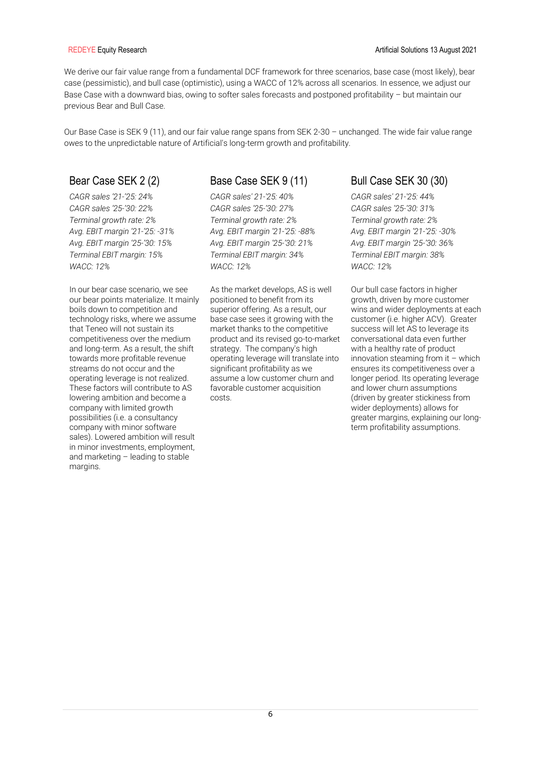We derive our fair value range from a fundamental DCF framework for three scenarios, base case (most likely), bear case (pessimistic), and bull case (optimistic), using a WACC of 12% across all scenarios. In essence, we adjust our Base Case with a downward bias, owing to softer sales forecasts and postponed profitability – but maintain our previous Bear and Bull Case.

Our Base Case is SEK 9 (11), and our fair value range spans from SEK 2-30 – unchanged. The wide fair value range owes to the unpredictable nature of Artificial's long-term growth and profitability.

## Bear Case SEK 2 (2)

*CAGR sales '21-'25: 24%*
*CAGR sales '25-'30: 22%*
*Terminal growth rate: 2%*
*Avg. EBIT margin '21-'25: -31%*
*Avg. EBIT margin '25-'30: 15%*
*Terminal EBIT margin: 15%*
*WACC: 12%*

In our bear case scenario, we see our bear points materialize. It mainly boils down to competition and technology risks, where we assume that Teneo will not sustain its competitiveness over the medium and long-term. As a result, the shift towards more profitable revenue streams do not occur and the operating leverage is not realized. These factors will contribute to AS lowering ambition and become a company with limited growth possibilities (i.e. a consultancy company with minor software sales). Lowered ambition will result in minor investments, employment, and marketing – leading to stable margins.

## Base Case SEK 9 (11)

*CAGR sales' 21-'25: 40%*
*CAGR sales '25-'30: 27%*
*Terminal growth rate: 2%*
*Avg. EBIT margin '21-'25: -88%*
*Avg. EBIT margin '25-'30: 21%*
*Terminal EBIT margin: 34%*
*WACC: 12%*

As the market develops, AS is well positioned to benefit from its superior offering. As a result, our base case sees it growing with the market thanks to the competitive product and its revised go-to-market strategy. The company's high operating leverage will translate into significant profitability as we assume a low customer churn and favorable customer acquisition costs.

## Bull Case SEK 30 (30)

*CAGR sales' 21-'25: 44%*
*CAGR sales '25-'30: 31%*
*Terminal growth rate: 2%*
*Avg. EBIT margin '21-'25: -30%*
*Avg. EBIT margin '25-'30: 36%*
*Terminal EBIT margin: 38%*
*WACC: 12%*

Our bull case factors in higher growth, driven by more customer wins and wider deployments at each customer (i.e. higher ACV). Greater success will let AS to leverage its conversational data even further with a healthy rate of product innovation steaming from it – which ensures its competitiveness over a longer period. Its operating leverage and lower churn assumptions (driven by greater stickiness from wider deployments) allows for greater margins, explaining our long-term profitability assumptions.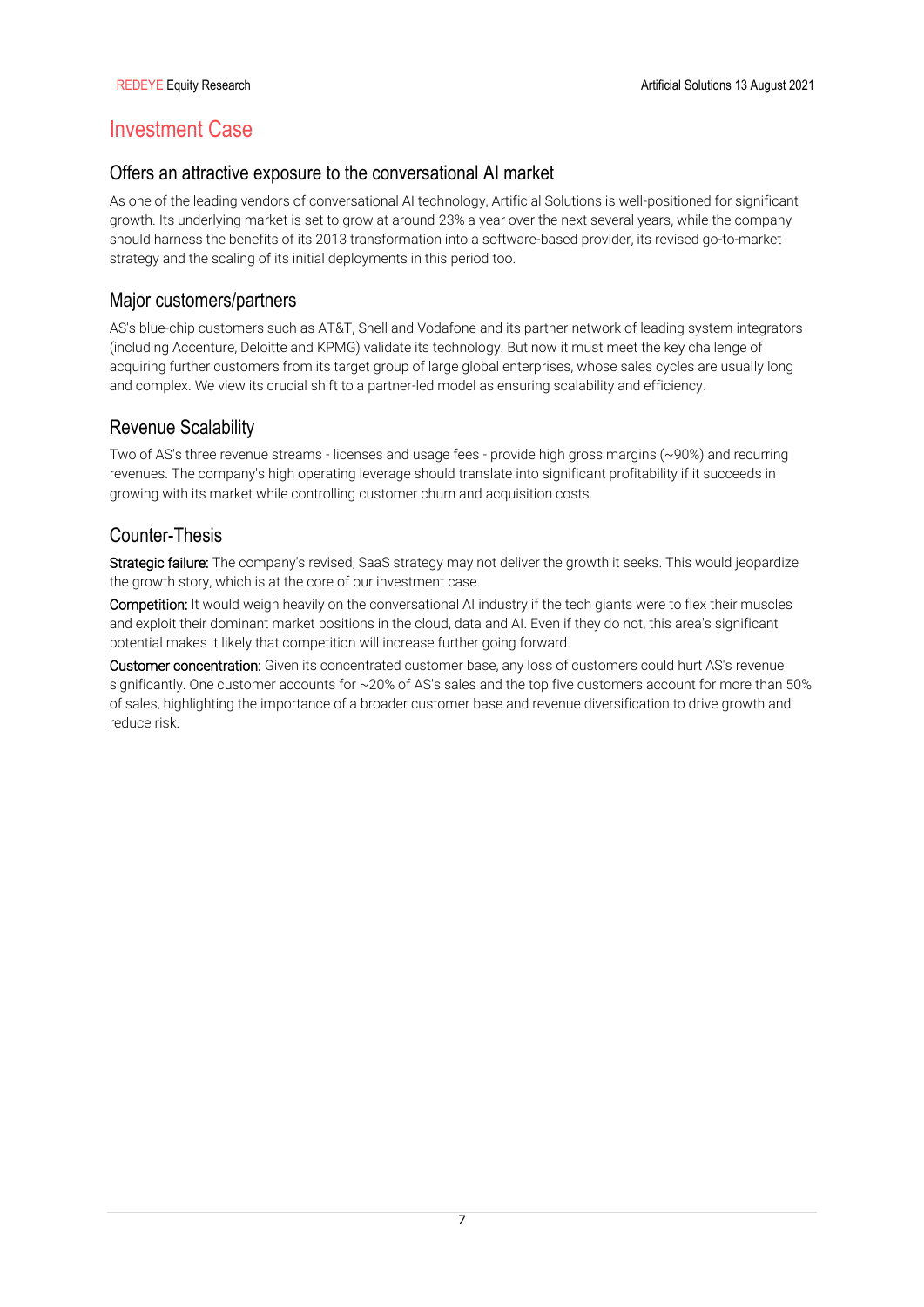# Investment Case

## Offers an attractive exposure to the conversational AI market

As one of the leading vendors of conversational AI technology, Artificial Solutions is well-positioned for significant growth. Its underlying market is set to grow at around 23% a year over the next several years, while the company should harness the benefits of its 2013 transformation into a software-based provider, its revised go-to-market strategy and the scaling of its initial deployments in this period too.

## Major customers/partners

AS's blue-chip customers such as AT&T, Shell and Vodafone and its partner network of leading system integrators (including Accenture, Deloitte and KPMG) validate its technology. But now it must meet the key challenge of acquiring further customers from its target group of large global enterprises, whose sales cycles are usually long and complex. We view its crucial shift to a partner-led model as ensuring scalability and efficiency.

## Revenue Scalability

Two of AS's three revenue streams - licenses and usage fees - provide high gross margins (~90%) and recurring revenues. The company's high operating leverage should translate into significant profitability if it succeeds in growing with its market while controlling customer churn and acquisition costs.

## Counter-Thesis

**Strategic failure:** The company's revised, SaaS strategy may not deliver the growth it seeks. This would jeopardize the growth story, which is at the core of our investment case.

**Competition:** It would weigh heavily on the conversational AI industry if the tech giants were to flex their muscles and exploit their dominant market positions in the cloud, data and AI. Even if they do not, this area's significant potential makes it likely that competition will increase further going forward.

**Customer concentration:** Given its concentrated customer base, any loss of customers could hurt AS's revenue significantly. One customer accounts for ~20% of AS's sales and the top five customers account for more than 50% of sales, highlighting the importance of a broader customer base and revenue diversification to drive growth and reduce risk.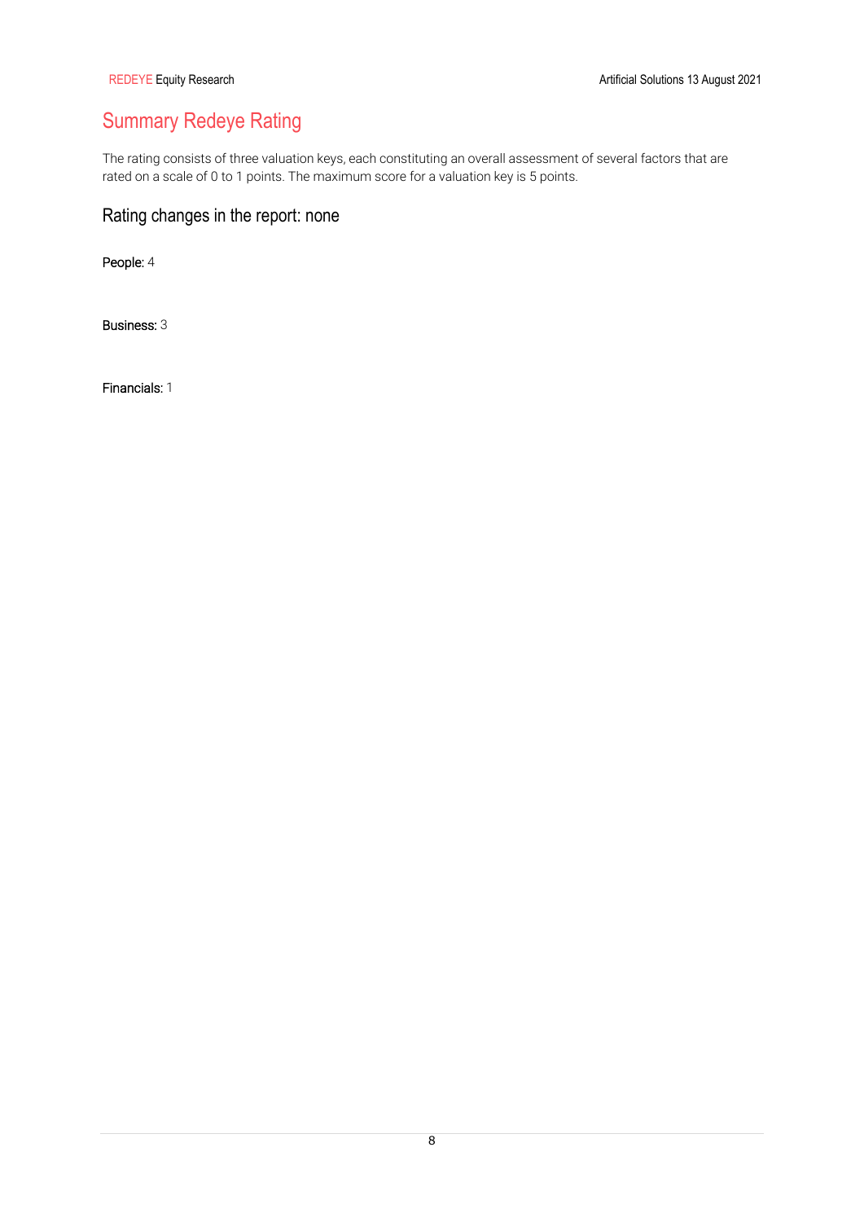# Summary Redeye Rating

The rating consists of three valuation keys, each constituting an overall assessment of several factors that are rated on a scale of 0 to 1 points. The maximum score for a valuation key is 5 points.

## Rating changes in the report: none

**People:** 4

**Business:** 3

**Financials:** 1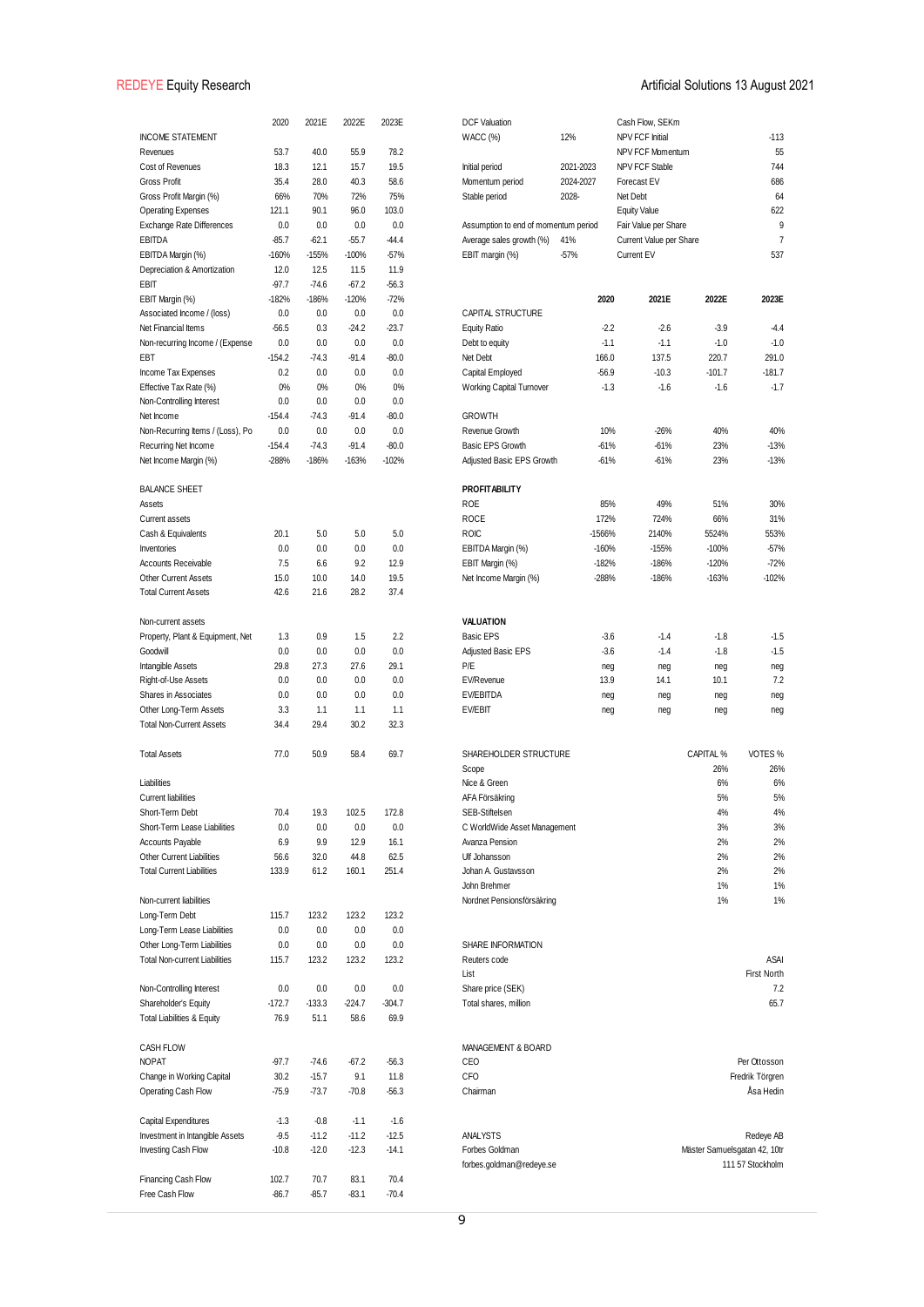| | 2020 | 2021E | 2022E | 2023E |
|---|---|---|---|---|
| INCOME STATEMENT | | | | |
| Revenues | 53.7 | 40.0 | 55.9 | 78.2 |
| Cost of Revenues | 18.3 | 12.1 | 15.7 | 19.5 |
| Gross Profit | 35.4 | 28.0 | 40.3 | 58.6 |
| Gross Profit Margin (%) | 66% | 70% | 72% | 75% |
| Operating Expenses | 121.1 | 90.1 | 96.0 | 103.0 |
| Exchange Rate Differences | 0.0 | 0.0 | 0.0 | 0.0 |
| EBITDA | -85.7 | -62.1 | -55.7 | -44.4 |
| EBITDA Margin (%) | -160% | -155% | -100% | -57% |
| Depreciation & Amortization | 12.0 | 12.5 | 11.5 | 11.9 |
| EBIT | -97.7 | -74.6 | -67.2 | -56.3 |
| EBIT Margin (%) | -182% | -186% | -120% | -72% |
| Associated Income / (loss) | 0.0 | 0.0 | 0.0 | 0.0 |
| Net Financial Items | -56.5 | 0.3 | -24.2 | -23.7 |
| Non-recurring Income / (Expense | 0.0 | 0.0 | 0.0 | 0.0 |
| EBT | -154.2 | -74.3 | -91.4 | -80.0 |
| Income Tax Expenses | 0.2 | 0.0 | 0.0 | 0.0 |
| Effective Tax Rate (%) | 0% | 0% | 0% | 0% |
| Non-Controlling Interest | 0.0 | 0.0 | 0.0 | 0.0 |
| Net Income | -154.4 | -74.3 | -91.4 | -80.0 |
| Non-Recurring Items / (Loss), Po | 0.0 | 0.0 | 0.0 | 0.0 |
| Recurring Net Income | -154.4 | -74.3 | -91.4 | -80.0 |
| Net Income Margin (%) | -288% | -186% | -163% | -102% |
| | | | | |
| BALANCE SHEET | | | | |
| Assets | | | | |
| Current assets | | | | |
| Cash & Equivalents | 20.1 | 5.0 | 5.0 | 5.0 |
| Inventories | 0.0 | 0.0 | 0.0 | 0.0 |
| Accounts Receivable | 7.5 | 6.6 | 9.2 | 12.9 |
| Other Current Assets | 15.0 | 10.0 | 14.0 | 19.5 |
| Total Current Assets | 42.6 | 21.6 | 28.2 | 37.4 |
| | | | | |
| Non-current assets | | | | |
| Property, Plant & Equipment, Net | 1.3 | 0.9 | 1.5 | 2.2 |
| Goodwill | 0.0 | 0.0 | 0.0 | 0.0 |
| Intangible Assets | 29.8 | 27.3 | 27.6 | 29.1 |
| Right-of-Use Assets | 0.0 | 0.0 | 0.0 | 0.0 |
| Shares in Associates | 0.0 | 0.0 | 0.0 | 0.0 |
| Other Long-Term Assets | 3.3 | 1.1 | 1.1 | 1.1 |
| Total Non-Current Assets | 34.4 | 29.4 | 30.2 | 32.3 |
| | | | | |
| Total Assets | 77.0 | 50.9 | 58.4 | 69.7 |
| | | | | |
| Liabilities | | | | |
| Current liabilities | | | | |
| Short-Term Debt | 70.4 | 19.3 | 102.5 | 172.8 |
| Short-Term Lease Liabilities | 0.0 | 0.0 | 0.0 | 0.0 |
| Accounts Payable | 6.9 | 9.9 | 12.9 | 16.1 |
| Other Current Liabilities | 56.6 | 32.0 | 44.8 | 62.5 |
| Total Current Liabilities | 133.9 | 61.2 | 160.1 | 251.4 |
| | | | | |
| Non-current liabilities | | | | |
| Long-Term Debt | 115.7 | 123.2 | 123.2 | 123.2 |
| Long-Term Lease Liabilities | 0.0 | 0.0 | 0.0 | 0.0 |
| Other Long-Term Liabilities | 0.0 | 0.0 | 0.0 | 0.0 |
| Total Non-current Liabilities | 115.7 | 123.2 | 123.2 | 123.2 |
| | | | | |
| Non-Controlling Interest | 0.0 | 0.0 | 0.0 | 0.0 |
| Shareholder's Equity | -172.7 | -133.3 | -224.7 | -304.7 |
| Total Liabilities & Equity | 76.9 | 51.1 | 58.6 | 69.9 |
| | | | | |
| CASH FLOW | | | | |
| NOPAT | -97.7 | -74.6 | -67.2 | -56.3 |
| Change in Working Capital | 30.2 | -15.7 | 9.1 | 11.8 |
| Operating Cash Flow | -75.9 | -73.7 | -70.8 | -56.3 |
| | | | | |
| Capital Expenditures | -1.3 | -0.8 | -1.1 | -1.6 |
| Investment in Intangible Assets | -9.5 | -11.2 | -11.2 | -12.5 |
| Investing Cash Flow | -10.8 | -12.0 | -12.3 | -14.1 |
| | | | | |
| Financing Cash Flow | 102.7 | 70.7 | 83.1 | 70.4 |
| Free Cash Flow | -86.7 | -85.7 | -83.1 | -70.4 |

| DCF Valuation | | Cash Flow, SEKm | |
|---|---|---|---|
| WACC (%) | 12% | NPV FCF Initial | -113 |
| | | NPV FCF Momentum | 55 |
| Initial period | 2021-2023 | NPV FCF Stable | 744 |
| Momentum period | 2024-2027 | Forecast EV | 686 |
| Stable period | 2028- | Net Debt | 64 |
| | | Equity Value | 622 |
| Assumption to end of momentum period | | Fair Value per Share | 9 |
| Average sales growth (%) | 41% | Current Value per Share | 7 |
| EBIT margin (%) | -57% | Current EV | 537 |

| | 2020 | 2021E | 2022E | 2023E |
|---|---|---|---|---|
| CAPITAL STRUCTURE | | | | |
| Equity Ratio | -2.2 | -2.6 | -3.9 | -4.4 |
| Debt to equity | -1.1 | -1.1 | -1.0 | -1.0 |
| Net Debt | 166.0 | 137.5 | 220.7 | 291.0 |
| Capital Employed | -56.9 | -10.3 | -101.7 | -181.7 |
| Working Capital Turnover | -1.3 | -1.6 | -1.6 | -1.7 |
| | | | | |
| GROWTH | | | | |
| Revenue Growth | 10% | -26% | 40% | 40% |
| Basic EPS Growth | -61% | -61% | 23% | -13% |
| Adjusted Basic EPS Growth | -61% | -61% | 23% | -13% |
| | | | | |
| **PROFITABILITY** | | | | |
| ROE | 85% | 49% | 51% | 30% |
| ROCE | 172% | 724% | 66% | 31% |
| ROIC | -1566% | 2140% | 5524% | 553% |
| EBITDA Margin (%) | -160% | -155% | -100% | -57% |
| EBIT Margin (%) | -182% | -186% | -120% | -72% |
| Net Income Margin (%) | -288% | -186% | -163% | -102% |
| | | | | |
| **VALUATION** | | | | |
| Basic EPS | -3.6 | -1.4 | -1.8 | -1.5 |
| Adjusted Basic EPS | -3.6 | -1.4 | -1.8 | -1.5 |
| P/E | neg | neg | neg | neg |
| EV/Revenue | 13.9 | 14.1 | 10.1 | 7.2 |
| EV/EBITDA | neg | neg | neg | neg |
| EV/EBIT | neg | neg | neg | neg |

| SHAREHOLDER STRUCTURE | CAPITAL % | VOTES % |
|---|---|---|
| Scope | 26% | 26% |
| Nice & Green | 6% | 6% |
| AFA Försäkring | 5% | 5% |
| SEB-Stiftelsen | 4% | 4% |
| C WorldWide Asset Management | 3% | 3% |
| Avanza Pension | 2% | 2% |
| Ulf Johansson | 2% | 2% |
| Johan A. Gustavsson | 2% | 2% |
| John Brehmer | 1% | 1% |
| Nordnet Pensionsförsäkring | 1% | 1% |

| SHARE INFORMATION | |
|---|---|
| Reuters code | ASAI |
| List | First North |
| Share price (SEK) | 7.2 |
| Total shares, million | 65.7 |

| MANAGEMENT & BOARD | |
|---|---|
| CEO | Per Ottosson |
| CFO | Fredrik Törgren |
| Chairman | Åsa Hedin |

| ANALYSTS | Redeye AB |
|---|---|
| Forbes Goldman | Mäster Samuelsgatan 42, 10tr |
| forbes.goldman@redeye.se | 111 57 Stockholm |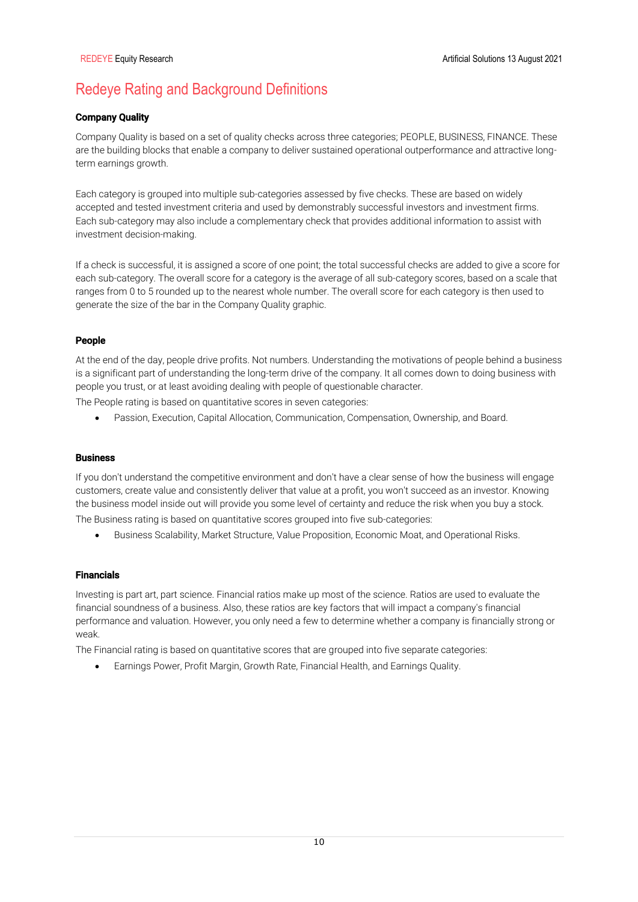# Redeye Rating and Background Definitions

**Company Quality**

Company Quality is based on a set of quality checks across three categories; PEOPLE, BUSINESS, FINANCE. These are the building blocks that enable a company to deliver sustained operational outperformance and attractive long-term earnings growth.

Each category is grouped into multiple sub-categories assessed by five checks. These are based on widely accepted and tested investment criteria and used by demonstrably successful investors and investment firms. Each sub-category may also include a complementary check that provides additional information to assist with investment decision-making.

If a check is successful, it is assigned a score of one point; the total successful checks are added to give a score for each sub-category. The overall score for a category is the average of all sub-category scores, based on a scale that ranges from 0 to 5 rounded up to the nearest whole number. The overall score for each category is then used to generate the size of the bar in the Company Quality graphic.

**People**

At the end of the day, people drive profits. Not numbers. Understanding the motivations of people behind a business is a significant part of understanding the long-term drive of the company. It all comes down to doing business with people you trust, or at least avoiding dealing with people of questionable character.

The People rating is based on quantitative scores in seven categories:

- Passion, Execution, Capital Allocation, Communication, Compensation, Ownership, and Board.

**Business**

If you don't understand the competitive environment and don't have a clear sense of how the business will engage customers, create value and consistently deliver that value at a profit, you won't succeed as an investor. Knowing the business model inside out will provide you some level of certainty and reduce the risk when you buy a stock.

The Business rating is based on quantitative scores grouped into five sub-categories:

- Business Scalability, Market Structure, Value Proposition, Economic Moat, and Operational Risks.

**Financials**

Investing is part art, part science. Financial ratios make up most of the science. Ratios are used to evaluate the financial soundness of a business. Also, these ratios are key factors that will impact a company's financial performance and valuation. However, you only need a few to determine whether a company is financially strong or weak.

The Financial rating is based on quantitative scores that are grouped into five separate categories:

- Earnings Power, Profit Margin, Growth Rate, Financial Health, and Earnings Quality.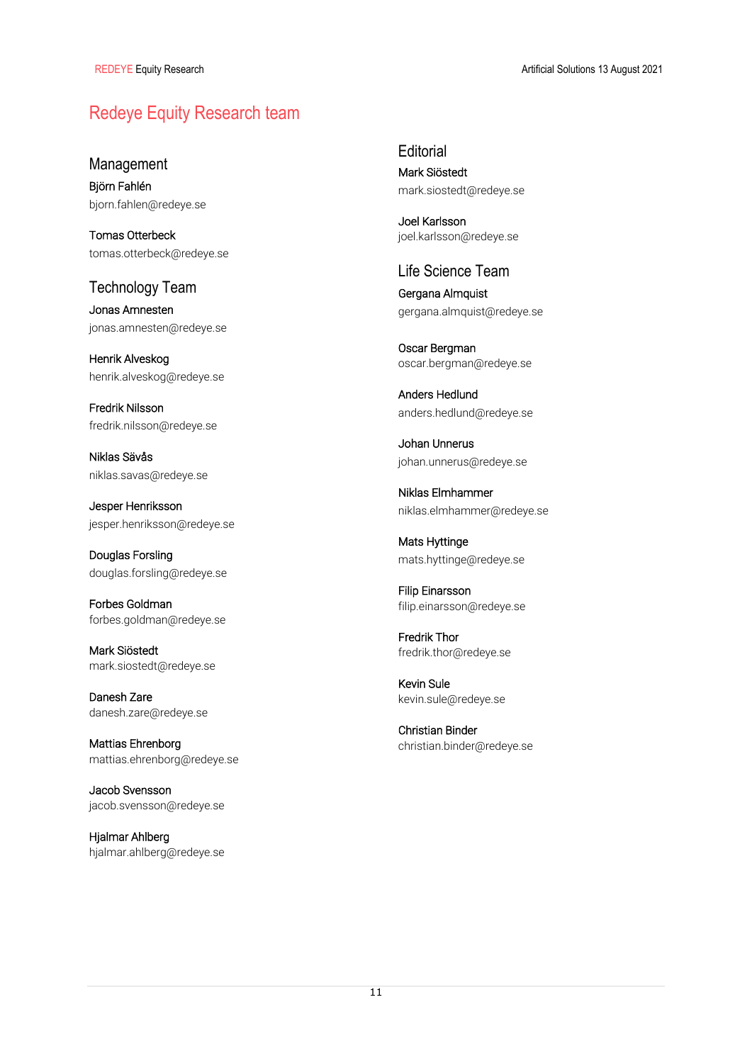# Redeye Equity Research team

## Management

Björn Fahlén
bjorn.fahlen@redeye.se

Tomas Otterbeck
tomas.otterbeck@redeye.se

## Technology Team

Jonas Amnesten
jonas.amnesten@redeye.se

Henrik Alveskog
henrik.alveskog@redeye.se

Fredrik Nilsson
fredrik.nilsson@redeye.se

Niklas Sävås
niklas.savas@redeye.se

Jesper Henriksson
jesper.henriksson@redeye.se

Douglas Forsling
douglas.forsling@redeye.se

Forbes Goldman
forbes.goldman@redeye.se

Mark Siöstedt
mark.siostedt@redeye.se

Danesh Zare
danesh.zare@redeye.se

Mattias Ehrenborg
mattias.ehrenborg@redeye.se

Jacob Svensson
jacob.svensson@redeye.se

Hjalmar Ahlberg
hjalmar.ahlberg@redeye.se

## Editorial

Mark Siöstedt
mark.siostedt@redeye.se

Joel Karlsson
joel.karlsson@redeye.se

## Life Science Team

Gergana Almquist
gergana.almquist@redeye.se

Oscar Bergman
oscar.bergman@redeye.se

Anders Hedlund
anders.hedlund@redeye.se

Johan Unnerus
johan.unnerus@redeye.se

Niklas Elmhammer
niklas.elmhammer@redeye.se

Mats Hyttinge
mats.hyttinge@redeye.se

Filip Einarsson
filip.einarsson@redeye.se

Fredrik Thor
fredrik.thor@redeye.se

Kevin Sule
kevin.sule@redeye.se

Christian Binder
christian.binder@redeye.se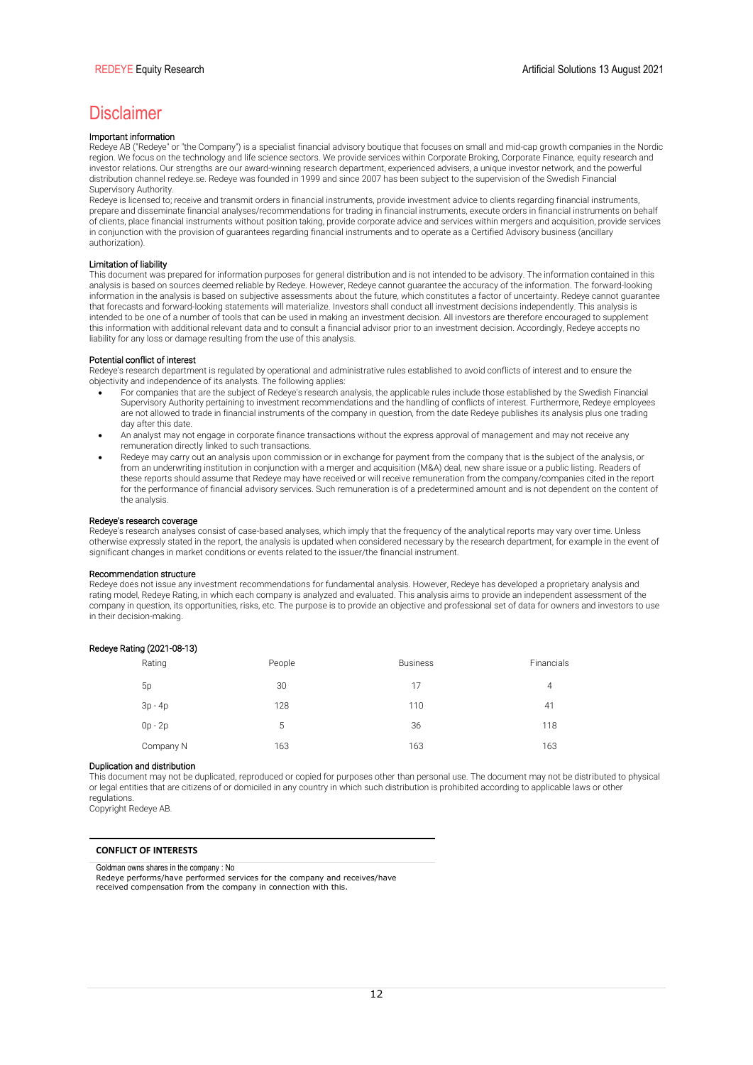# Disclaimer

### Important information

Redeye AB ("Redeye" or "the Company") is a specialist financial advisory boutique that focuses on small and mid-cap growth companies in the Nordic region. We focus on the technology and life science sectors. We provide services within Corporate Broking, Corporate Finance, equity research and investor relations. Our strengths are our award-winning research department, experienced advisers, a unique investor network, and the powerful distribution channel redeye.se. Redeye was founded in 1999 and since 2007 has been subject to the supervision of the Swedish Financial Supervisory Authority.

Redeye is licensed to; receive and transmit orders in financial instruments, provide investment advice to clients regarding financial instruments, prepare and disseminate financial analyses/recommendations for trading in financial instruments, execute orders in financial instruments on behalf of clients, place financial instruments without position taking, provide corporate advice and services within mergers and acquisition, provide services in conjunction with the provision of guarantees regarding financial instruments and to operate as a Certified Advisory business (ancillary authorization).

### Limitation of liability

This document was prepared for information purposes for general distribution and is not intended to be advisory. The information contained in this analysis is based on sources deemed reliable by Redeye. However, Redeye cannot guarantee the accuracy of the information. The forward-looking information in the analysis is based on subjective assessments about the future, which constitutes a factor of uncertainty. Redeye cannot guarantee that forecasts and forward-looking statements will materialize. Investors shall conduct all investment decisions independently. This analysis is intended to be one of a number of tools that can be used in making an investment decision. All investors are therefore encouraged to supplement this information with additional relevant data and to consult a financial advisor prior to an investment decision. Accordingly, Redeye accepts no liability for any loss or damage resulting from the use of this analysis.

### Potential conflict of interest

Redeye's research department is regulated by operational and administrative rules established to avoid conflicts of interest and to ensure the objectivity and independence of its analysts. The following applies:

- For companies that are the subject of Redeye's research analysis, the applicable rules include those established by the Swedish Financial Supervisory Authority pertaining to investment recommendations and the handling of conflicts of interest. Furthermore, Redeye employees are not allowed to trade in financial instruments of the company in question, from the date Redeye publishes its analysis plus one trading day after this date.
- An analyst may not engage in corporate finance transactions without the express approval of management and may not receive any remuneration directly linked to such transactions.
- Redeye may carry out an analysis upon commission or in exchange for payment from the company that is the subject of the analysis, or from an underwriting institution in conjunction with a merger and acquisition (M&A) deal, new share issue or a public listing. Readers of these reports should assume that Redeye may have received or will receive remuneration from the company/companies cited in the report for the performance of financial advisory services. Such remuneration is of a predetermined amount and is not dependent on the content of the analysis.

### Redeye's research coverage

Redeye's research analyses consist of case-based analyses, which imply that the frequency of the analytical reports may vary over time. Unless otherwise expressly stated in the report, the analysis is updated when considered necessary by the research department, for example in the event of significant changes in market conditions or events related to the issuer/the financial instrument.

### Recommendation structure

Redeye does not issue any investment recommendations for fundamental analysis. However, Redeye has developed a proprietary analysis and rating model, Redeye Rating, in which each company is analyzed and evaluated. This analysis aims to provide an independent assessment of the company in question, its opportunities, risks, etc. The purpose is to provide an objective and professional set of data for owners and investors to use in their decision-making.

### Redeye Rating (2021-08-13)

| Rating | People | Business | Financials |
|---|---|---|---|
| 5p | 30 | 17 | 4 |
| 3p - 4p | 128 | 110 | 41 |
| 0p - 2p | 5 | 36 | 118 |
| Company N | 163 | 163 | 163 |

### Duplication and distribution

This document may not be duplicated, reproduced or copied for purposes other than personal use. The document may not be distributed to physical or legal entities that are citizens of or domiciled in any country in which such distribution is prohibited according to applicable laws or other regulations.

Copyright Redeye AB.

**CONFLICT OF INTERESTS**

Goldman owns shares in the company : No

Redeye performs/have performed services for the company and receives/have received compensation from the company in connection with this.